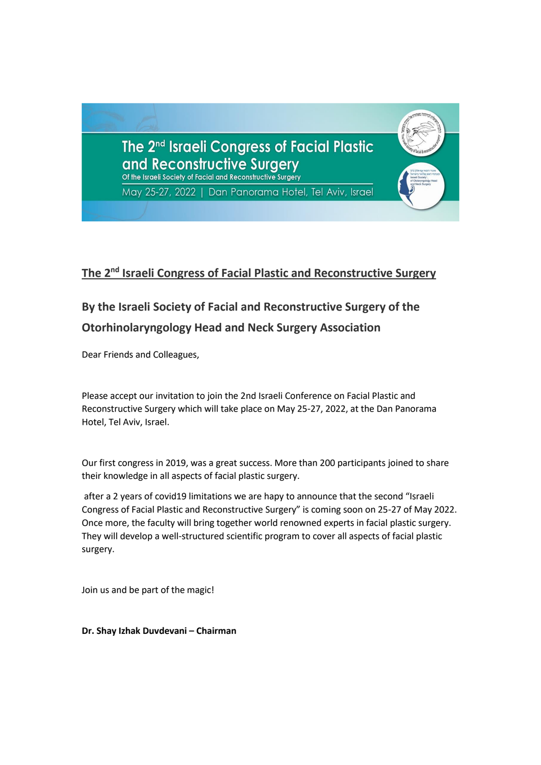The 2nd Israeli Congress of Facial Plastic and Reconstructive Surgery

Of the Israeli Society of Facial and Reconstructive Surgery

May 25-27, 2022 | Dan Panorama Hotel, Tel Aviv, Israel

# The 2nd Israeli Congress of Facial Plastic and Reconstructive Surgery

## By the Israeli Society of Facial and Reconstructive Surgery of the Otorhinolaryngology Head and Neck Surgery Association

Dear Friends and Colleagues,

Please accept our invitation to join the 2nd Israeli Conference on Facial Plastic and Reconstructive Surgery which will take place on May 25-27, 2022, at the Dan Panorama Hotel, Tel Aviv, Israel.

Our first congress in 2019, was a great success. More than 200 participants joined to share their knowledge in all aspects of facial plastic surgery.

after a 2 years of covid19 limitations we are hapy to announce that the second "Israeli Congress of Facial Plastic and Reconstructive Surgery" is coming soon on 25-27 of May 2022. Once more, the faculty will bring together world renowned experts in facial plastic surgery. They will develop a well-structured scientific program to cover all aspects of facial plastic surgery.

Join us and be part of the magic!

**Dr. Shay Izhak Duvdevani – Chairman**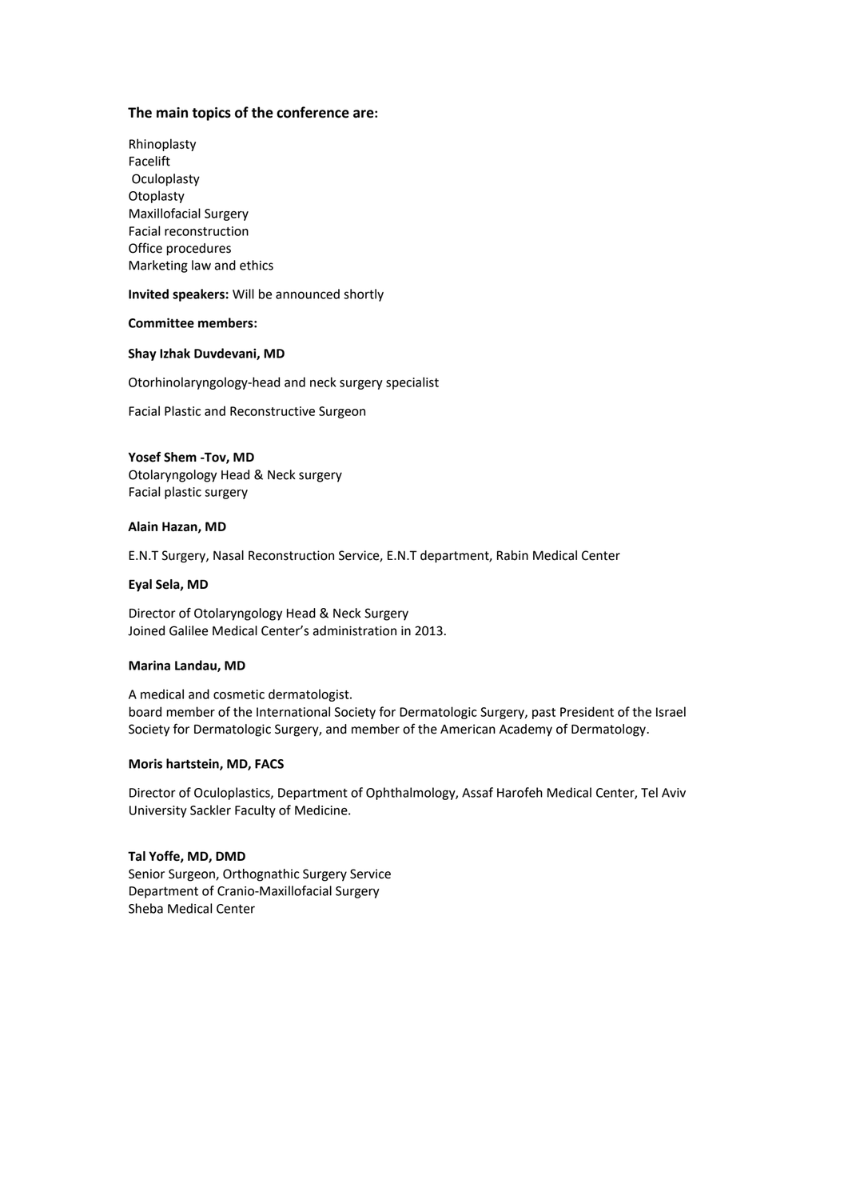### The main topics of the conference are:

Rhinoplasty
Facelift
Oculoplasty
Otoplasty
Maxillofacial Surgery
Facial reconstruction
Office procedures
Marketing law and ethics

**Invited speakers:** Will be announced shortly

**Committee members:**

**Shay Izhak Duvdevani, MD**

Otorhinolaryngology-head and neck surgery specialist

Facial Plastic and Reconstructive Surgeon

**Yosef Shem -Tov, MD**
Otolaryngology Head & Neck surgery
Facial plastic surgery

**Alain Hazan, MD**

E.N.T Surgery, Nasal Reconstruction Service, E.N.T department, Rabin Medical Center

**Eyal Sela, MD**

Director of Otolaryngology Head & Neck Surgery
Joined Galilee Medical Center's administration in 2013.

**Marina Landau, MD**

A medical and cosmetic dermatologist.
board member of the International Society for Dermatologic Surgery, past President of the Israel Society for Dermatologic Surgery, and member of the American Academy of Dermatology.

**Moris hartstein, MD, FACS**

Director of Oculoplastics, Department of Ophthalmology, Assaf Harofeh Medical Center, Tel Aviv University Sackler Faculty of Medicine.

**Tal Yoffe, MD, DMD**
Senior Surgeon, Orthognathic Surgery Service
Department of Cranio-Maxillofacial Surgery
Sheba Medical Center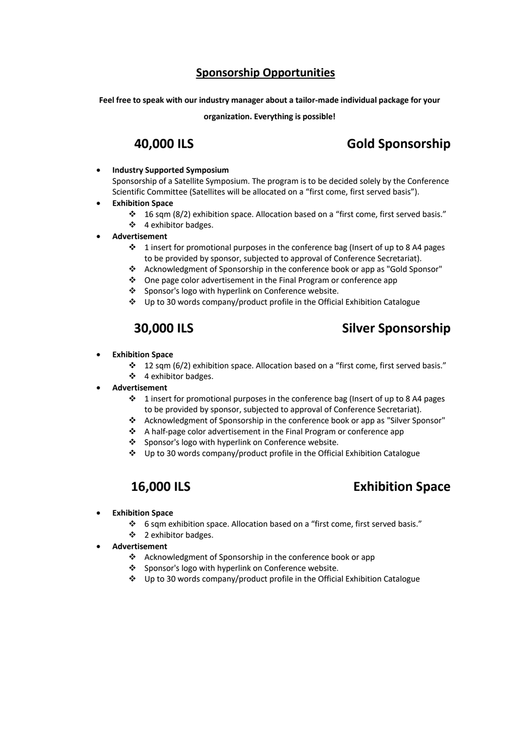## Sponsorship Opportunities

**Feel free to speak with our industry manager about a tailor-made individual package for your organization. Everything is possible!**

### 40,000 ILS — Gold Sponsorship

- **Industry Supported Symposium**
  Sponsorship of a Satellite Symposium. The program is to be decided solely by the Conference Scientific Committee (Satellites will be allocated on a "first come, first served basis").
- **Exhibition Space**
  - 16 sqm (8/2) exhibition space. Allocation based on a "first come, first served basis."
  - 4 exhibitor badges.
- **Advertisement**
  - 1 insert for promotional purposes in the conference bag (Insert of up to 8 A4 pages to be provided by sponsor, subjected to approval of Conference Secretariat).
  - Acknowledgment of Sponsorship in the conference book or app as "Gold Sponsor"
  - One page color advertisement in the Final Program or conference app
  - Sponsor's logo with hyperlink on Conference website.
  - Up to 30 words company/product profile in the Official Exhibition Catalogue

### 30,000 ILS — Silver Sponsorship

- **Exhibition Space**
  - 12 sqm (6/2) exhibition space. Allocation based on a "first come, first served basis."
  - 4 exhibitor badges.
- **Advertisement**
  - 1 insert for promotional purposes in the conference bag (Insert of up to 8 A4 pages to be provided by sponsor, subjected to approval of Conference Secretariat).
  - Acknowledgment of Sponsorship in the conference book or app as "Silver Sponsor"
  - A half-page color advertisement in the Final Program or conference app
  - Sponsor's logo with hyperlink on Conference website.
  - Up to 30 words company/product profile in the Official Exhibition Catalogue

### 16,000 ILS — Exhibition Space

- **Exhibition Space**
  - 6 sqm exhibition space. Allocation based on a "first come, first served basis."
  - 2 exhibitor badges.
- **Advertisement**
  - Acknowledgment of Sponsorship in the conference book or app
  - Sponsor's logo with hyperlink on Conference website.
  - Up to 30 words company/product profile in the Official Exhibition Catalogue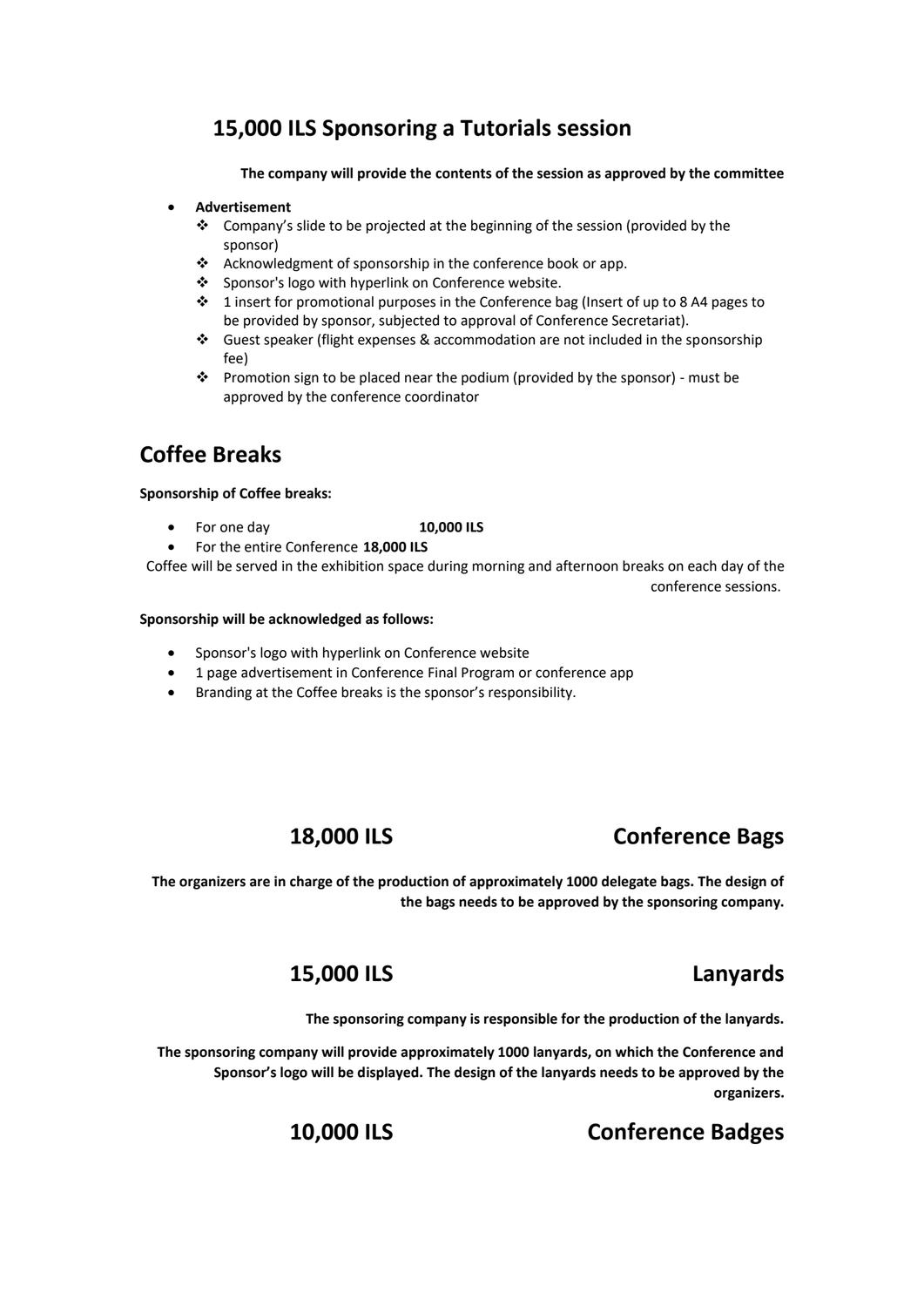## 15,000 ILS Sponsoring a Tutorials session

**The company will provide the contents of the session as approved by the committee**

- **Advertisement**
  - Company's slide to be projected at the beginning of the session (provided by the sponsor)
  - Acknowledgment of sponsorship in the conference book or app.
  - Sponsor's logo with hyperlink on Conference website.
  - 1 insert for promotional purposes in the Conference bag (Insert of up to 8 A4 pages to be provided by sponsor, subjected to approval of Conference Secretariat).
  - Guest speaker (flight expenses & accommodation are not included in the sponsorship fee)
  - Promotion sign to be placed near the podium (provided by the sponsor) - must be approved by the conference coordinator

## Coffee Breaks

**Sponsorship of Coffee breaks:**

- For one day **10,000 ILS**
- For the entire Conference **18,000 ILS**

Coffee will be served in the exhibition space during morning and afternoon breaks on each day of the conference sessions.

**Sponsorship will be acknowledged as follows:**

- Sponsor's logo with hyperlink on Conference website
- 1 page advertisement in Conference Final Program or conference app
- Branding at the Coffee breaks is the sponsor's responsibility.

## 18,000 ILS Conference Bags

**The organizers are in charge of the production of approximately 1000 delegate bags. The design of the bags needs to be approved by the sponsoring company.**

## 15,000 ILS Lanyards

**The sponsoring company is responsible for the production of the lanyards.**

**The sponsoring company will provide approximately 1000 lanyards, on which the Conference and Sponsor's logo will be displayed. The design of the lanyards needs to be approved by the organizers.**

## 10,000 ILS Conference Badges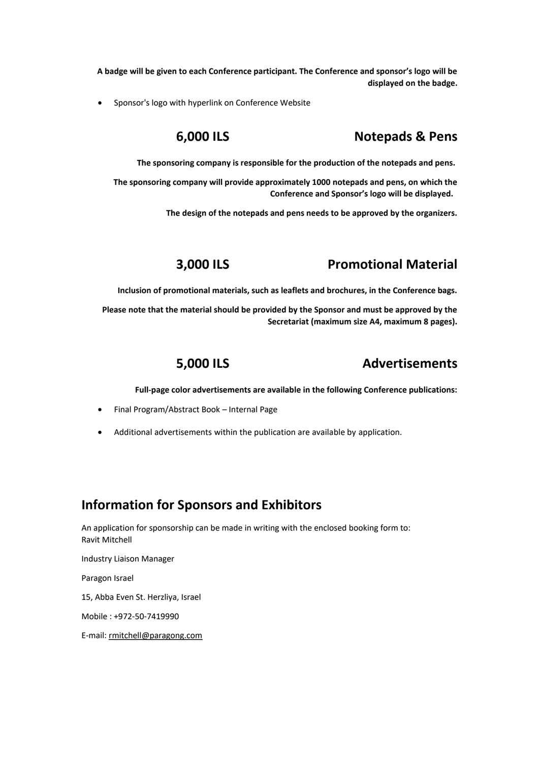**A badge will be given to each Conference participant. The Conference and sponsor's logo will be displayed on the badge.**

- Sponsor's logo with hyperlink on Conference Website

## 6,000 ILS Notepads & Pens

**The sponsoring company is responsible for the production of the notepads and pens.**

**The sponsoring company will provide approximately 1000 notepads and pens, on which the Conference and Sponsor's logo will be displayed.**

**The design of the notepads and pens needs to be approved by the organizers.**

## 3,000 ILS Promotional Material

**Inclusion of promotional materials, such as leaflets and brochures, in the Conference bags.**

**Please note that the material should be provided by the Sponsor and must be approved by the Secretariat (maximum size A4, maximum 8 pages).**

## 5,000 ILS Advertisements

**Full-page color advertisements are available in the following Conference publications:**

- Final Program/Abstract Book – Internal Page
- Additional advertisements within the publication are available by application.

## Information for Sponsors and Exhibitors

An application for sponsorship can be made in writing with the enclosed booking form to:
Ravit Mitchell

Industry Liaison Manager

Paragon Israel

15, Abba Even St. Herzliya, Israel

Mobile : +972-50-7419990

E-mail: rmitchell@paragong.com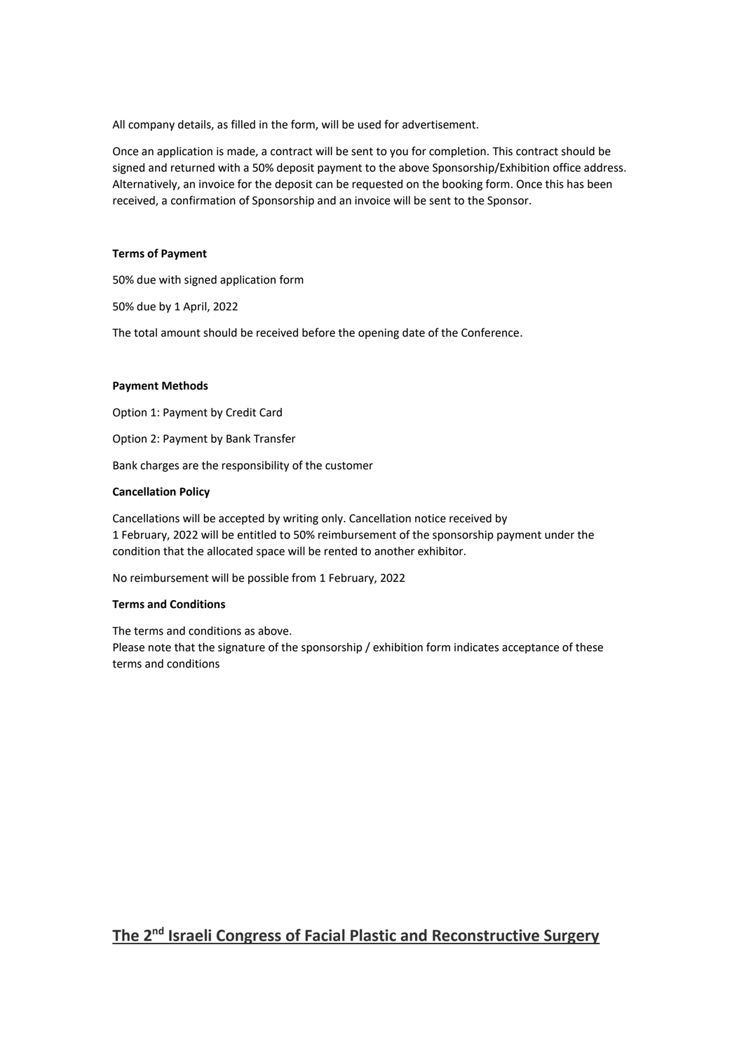All company details, as filled in the form, will be used for advertisement.

Once an application is made, a contract will be sent to you for completion. This contract should be signed and returned with a 50% deposit payment to the above Sponsorship/Exhibition office address. Alternatively, an invoice for the deposit can be requested on the booking form. Once this has been received, a confirmation of Sponsorship and an invoice will be sent to the Sponsor.

**Terms of Payment**

50% due with signed application form

50% due by 1 April, 2022

The total amount should be received before the opening date of the Conference.

**Payment Methods**

Option 1: Payment by Credit Card

Option 2: Payment by Bank Transfer

Bank charges are the responsibility of the customer

**Cancellation Policy**

Cancellations will be accepted by writing only. Cancellation notice received by
1 February, 2022 will be entitled to 50% reimbursement of the sponsorship payment under the condition that the allocated space will be rented to another exhibitor.

No reimbursement will be possible from 1 February, 2022

**Terms and Conditions**

The terms and conditions as above.
Please note that the signature of the sponsorship / exhibition form indicates acceptance of these terms and conditions

## The 2nd Israeli Congress of Facial Plastic and Reconstructive Surgery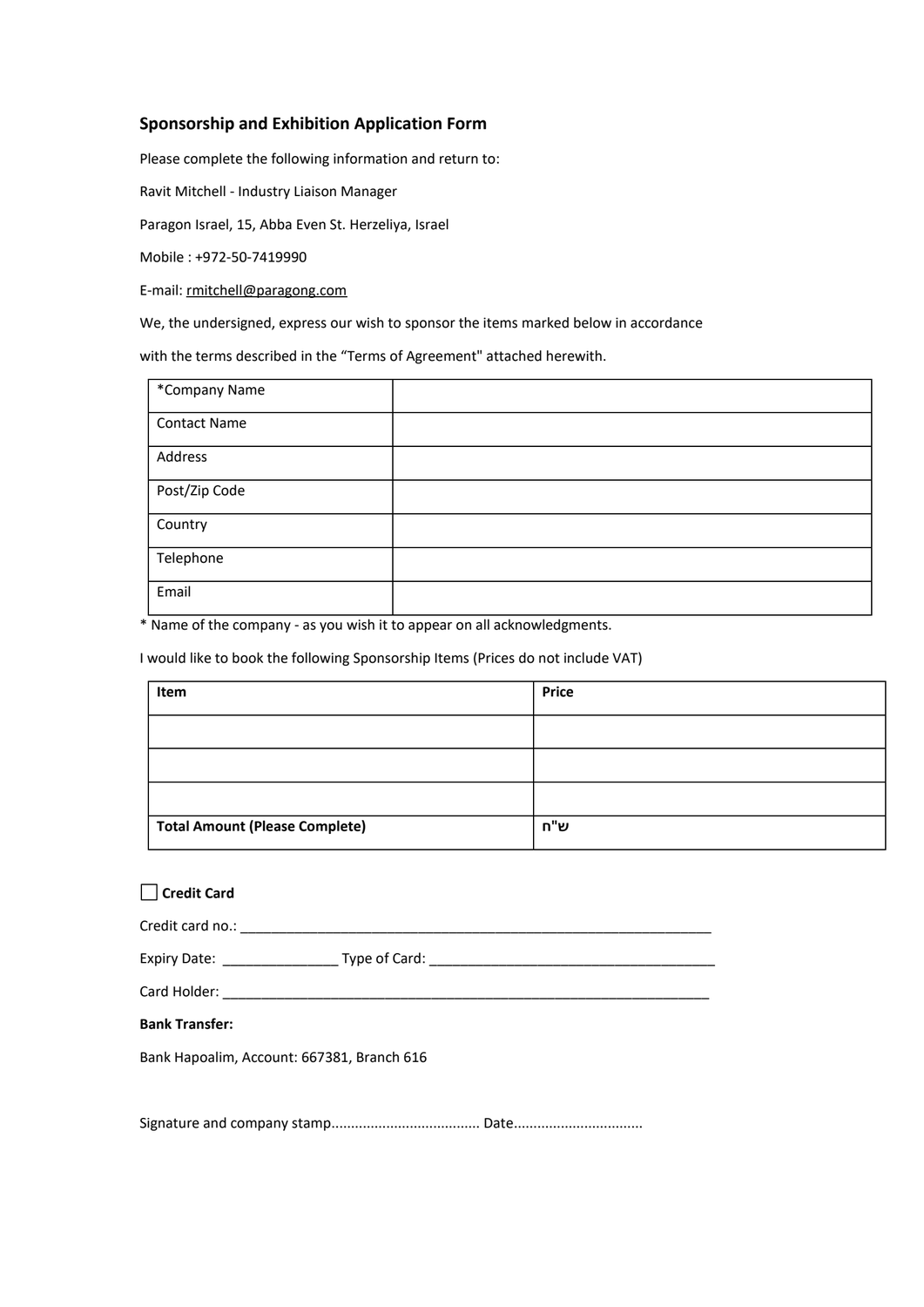## Sponsorship and Exhibition Application Form

Please complete the following information and return to:

Ravit Mitchell - Industry Liaison Manager

Paragon Israel, 15, Abba Even St. Herzeliya, Israel

Mobile : +972-50-7419990

E-mail: rmitchell@paragong.com

We, the undersigned, express our wish to sponsor the items marked below in accordance

with the terms described in the “Terms of Agreement" attached herewith.

| | |
|---|---|
| *Company Name | |
| Contact Name | |
| Address | |
| Post/Zip Code | |
| Country | |
| Telephone | |
| Email | |

* Name of the company - as you wish it to appear on all acknowledgments.

I would like to book the following Sponsorship Items (Prices do not include VAT)

| **Item** | **Price** |
|---|---|
| | |
| | |
| | |
| **Total Amount (Please Complete)** | ש"ח |

☐ **Credit Card**

Credit card no.: ____________________________________________________________

Expiry Date: _______________ Type of Card: _____________________________________

Card Holder: _______________________________________________________________

**Bank Transfer:**

Bank Hapoalim, Account: 667381, Branch 616

Signature and company stamp...................................... Date................................